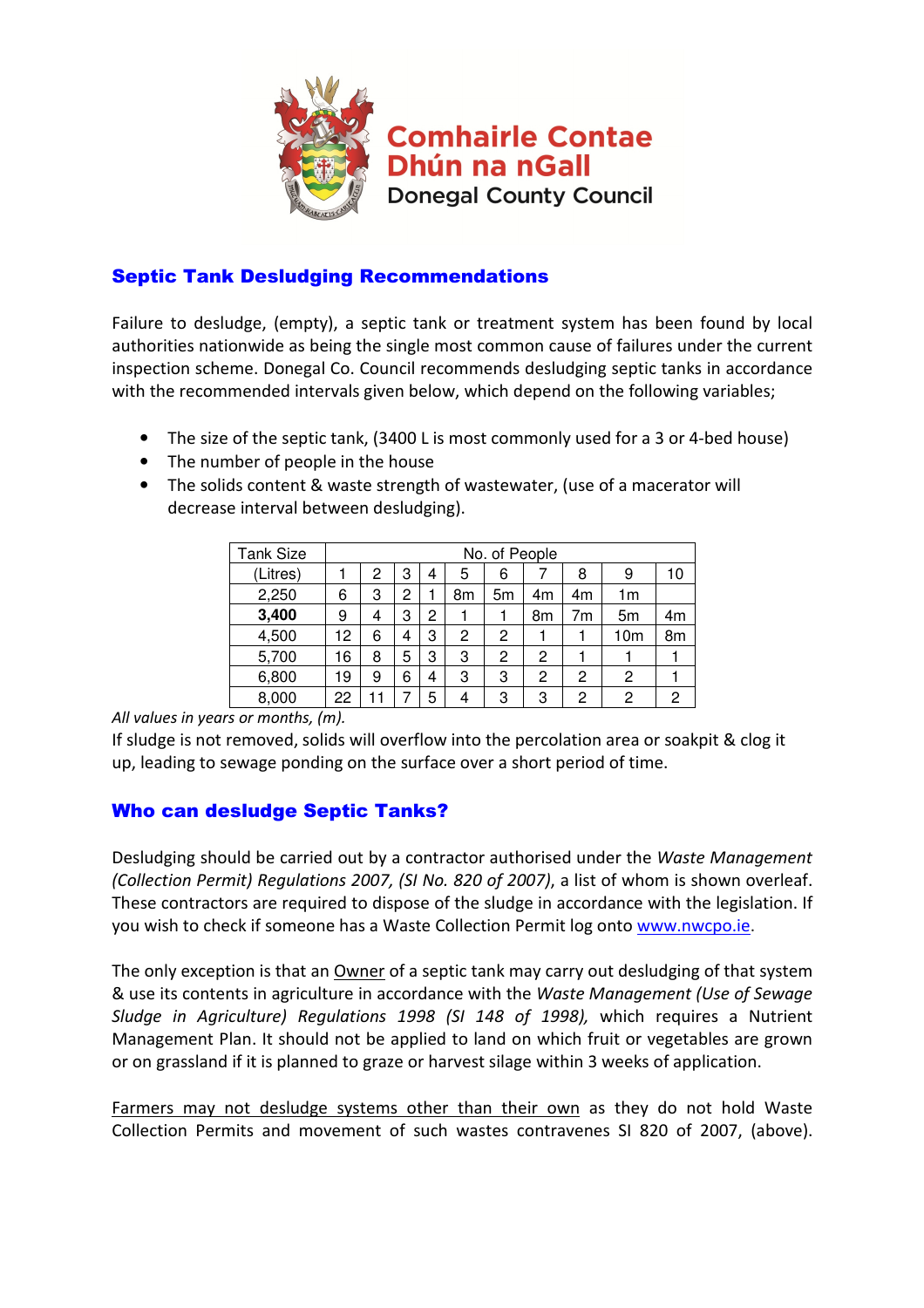Comhairle Contae Dhún na nGall

Donegal County Council

## Septic Tank Desludging Recommendations

Failure to desludge, (empty), a septic tank or treatment system has been found by local authorities nationwide as being the single most common cause of failures under the current inspection scheme. Donegal Co. Council recommends desludging septic tanks in accordance with the recommended intervals given below, which depend on the following variables;

- The size of the septic tank, (3400 L is most commonly used for a 3 or 4-bed house)
- The number of people in the house
- The solids content & waste strength of wastewater, (use of a macerator will decrease interval between desludging).

| Tank Size | No. of People | | | | | | | | | |
|---|---|---|---|---|---|---|---|---|---|---|
| (Litres) | 1 | 2 | 3 | 4 | 5 | 6 | 7 | 8 | 9 | 10 |
| 2,250 | 6 | 3 | 2 | 1 | 8m | 5m | 4m | 4m | 1m | |
| **3,400** | 9 | 4 | 3 | 2 | 1 | 1 | 8m | 7m | 5m | 4m |
| 4,500 | 12 | 6 | 4 | 3 | 2 | 2 | 1 | 1 | 10m | 8m |
| 5,700 | 16 | 8 | 5 | 3 | 3 | 2 | 2 | 1 | 1 | 1 |
| 6,800 | 19 | 9 | 6 | 4 | 3 | 3 | 2 | 2 | 2 | 1 |
| 8,000 | 22 | 11 | 7 | 5 | 4 | 3 | 3 | 2 | 2 | 2 |

*All values in years or months, (m).*

If sludge is not removed, solids will overflow into the percolation area or soakpit & clog it up, leading to sewage ponding on the surface over a short period of time.

## Who can desludge Septic Tanks?

Desludging should be carried out by a contractor authorised under the *Waste Management (Collection Permit) Regulations 2007, (SI No. 820 of 2007)*, a list of whom is shown overleaf. These contractors are required to dispose of the sludge in accordance with the legislation. If you wish to check if someone has a Waste Collection Permit log onto www.nwcpo.ie.

The only exception is that an Owner of a septic tank may carry out desludging of that system & use its contents in agriculture in accordance with the *Waste Management (Use of Sewage Sludge in Agriculture) Regulations 1998 (SI 148 of 1998),* which requires a Nutrient Management Plan. It should not be applied to land on which fruit or vegetables are grown or on grassland if it is planned to graze or harvest silage within 3 weeks of application.

Farmers may not desludge systems other than their own as they do not hold Waste Collection Permits and movement of such wastes contravenes SI 820 of 2007, (above).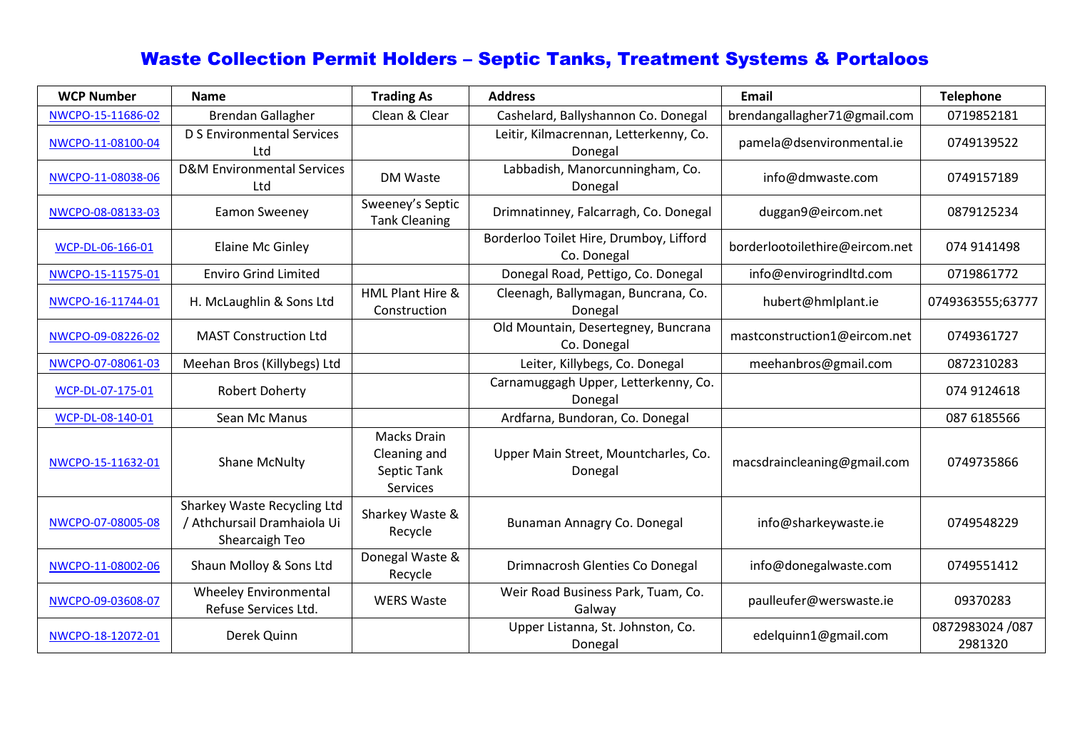# Waste Collection Permit Holders – Septic Tanks, Treatment Systems & Portaloos

| WCP Number | Name | Trading As | Address | Email | Telephone |
|---|---|---|---|---|---|
| NWCPO-15-11686-02 | Brendan Gallagher | Clean & Clear | Cashelard, Ballyshannon Co. Donegal | brendangallagher71@gmail.com | 0719852181 |
| NWCPO-11-08100-04 | D S Environmental Services Ltd | | Leitir, Kilmacrennan, Letterkenny, Co. Donegal | pamela@dsenvironmental.ie | 0749139522 |
| NWCPO-11-08038-06 | D&M Environmental Services Ltd | DM Waste | Labbadish, Manorcunningham, Co. Donegal | info@dmwaste.com | 0749157189 |
| NWCPO-08-08133-03 | Eamon Sweeney | Sweeney's Septic Tank Cleaning | Drimnatinney, Falcarragh, Co. Donegal | duggan9@eircom.net | 0879125234 |
| WCP-DL-06-166-01 | Elaine Mc Ginley | | Borderloo Toilet Hire, Drumboy, Lifford Co. Donegal | borderlootoilethire@eircom.net | 074 9141498 |
| NWCPO-15-11575-01 | Enviro Grind Limited | | Donegal Road, Pettigo, Co. Donegal | info@envirogrindltd.com | 0719861772 |
| NWCPO-16-11744-01 | H. McLaughlin & Sons Ltd | HML Plant Hire & Construction | Cleenagh, Ballymagan, Buncrana, Co. Donegal | hubert@hmlplant.ie | 0749363555;63777 |
| NWCPO-09-08226-02 | MAST Construction Ltd | | Old Mountain, Desertegney, Buncrana Co. Donegal | mastconstruction1@eircom.net | 0749361727 |
| NWCPO-07-08061-03 | Meehan Bros (Killybegs) Ltd | | Leiter, Killybegs, Co. Donegal | meehanbros@gmail.com | 0872310283 |
| WCP-DL-07-175-01 | Robert Doherty | | Carnamuggagh Upper, Letterkenny, Co. Donegal | | 074 9124618 |
| WCP-DL-08-140-01 | Sean Mc Manus | | Ardfarna, Bundoran, Co. Donegal | | 087 6185566 |
| NWCPO-15-11632-01 | Shane McNulty | Macks Drain Cleaning and Septic Tank Services | Upper Main Street, Mountcharles, Co. Donegal | macsdraincleaning@gmail.com | 0749735866 |
| NWCPO-07-08005-08 | Sharkey Waste Recycling Ltd / Athchursail Dramhaiola Ui Shearcaigh Teo | Sharkey Waste & Recycle | Bunaman Annagry Co. Donegal | info@sharkeywaste.ie | 0749548229 |
| NWCPO-11-08002-06 | Shaun Molloy & Sons Ltd | Donegal Waste & Recycle | Drimnacrosh Glenties Co Donegal | info@donegalwaste.com | 0749551412 |
| NWCPO-09-03608-07 | Wheeley Environmental Refuse Services Ltd. | WERS Waste | Weir Road Business Park, Tuam, Co. Galway | paulleufer@werswaste.ie | 09370283 |
| NWCPO-18-12072-01 | Derek Quinn | | Upper Listanna, St. Johnston, Co. Donegal | edelquinn1@gmail.com | 0872983024 /087 2981320 |